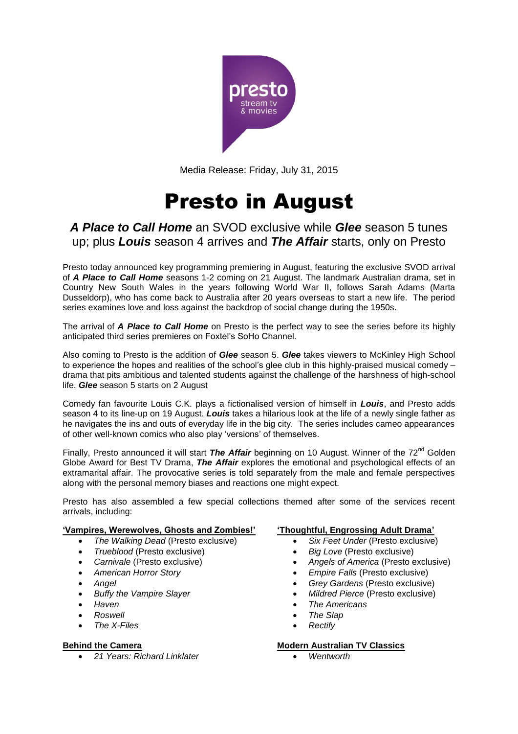Media Release: Friday, July 31, 2015

# Presto in August

## ***A Place to Call Home*** an SVOD exclusive while ***Glee*** season 5 tunes up; plus ***Louis*** season 4 arrives and ***The Affair*** starts, only on Presto

Presto today announced key programming premiering in August, featuring the exclusive SVOD arrival of ***A Place to Call Home*** seasons 1-2 coming on 21 August. The landmark Australian drama, set in Country New South Wales in the years following World War II, follows Sarah Adams (Marta Dusseldorp), who has come back to Australia after 20 years overseas to start a new life. The period series examines love and loss against the backdrop of social change during the 1950s.

The arrival of ***A Place to Call Home*** on Presto is the perfect way to see the series before its highly anticipated third series premieres on Foxtel's SoHo Channel.

Also coming to Presto is the addition of ***Glee*** season 5. ***Glee*** takes viewers to McKinley High School to experience the hopes and realities of the school's glee club in this highly-praised musical comedy – drama that pits ambitious and talented students against the challenge of the harshness of high-school life. ***Glee*** season 5 starts on 2 August

Comedy fan favourite Louis C.K. plays a fictionalised version of himself in ***Louis***, and Presto adds season 4 to its line-up on 19 August. ***Louis*** takes a hilarious look at the life of a newly single father as he navigates the ins and outs of everyday life in the big city. The series includes cameo appearances of other well-known comics who also play 'versions' of themselves.

Finally, Presto announced it will start ***The Affair*** beginning on 10 August. Winner of the 72nd Golden Globe Award for Best TV Drama, ***The Affair*** explores the emotional and psychological effects of an extramarital affair. The provocative series is told separately from the male and female perspectives along with the personal memory biases and reactions one might expect.

Presto has also assembled a few special collections themed after some of the services recent arrivals, including:

**'Vampires, Werewolves, Ghosts and Zombies!'**

- *The Walking Dead* (Presto exclusive)
- *Trueblood* (Presto exclusive)
- *Carnivale* (Presto exclusive)
- *American Horror Story*
- *Angel*
- *Buffy the Vampire Slayer*
- *Haven*
- *Roswell*
- *The X-Files*

**'Thoughtful, Engrossing Adult Drama'**

- *Six Feet Under* (Presto exclusive)
- *Big Love* (Presto exclusive)
- *Angels of America* (Presto exclusive)
- *Empire Falls* (Presto exclusive)
- *Grey Gardens* (Presto exclusive)
- *Mildred Pierce* (Presto exclusive)
- *The Americans*
- *The Slap*
- *Rectify*

**Behind the Camera**

- *21 Years: Richard Linklater*

**Modern Australian TV Classics**

- *Wentworth*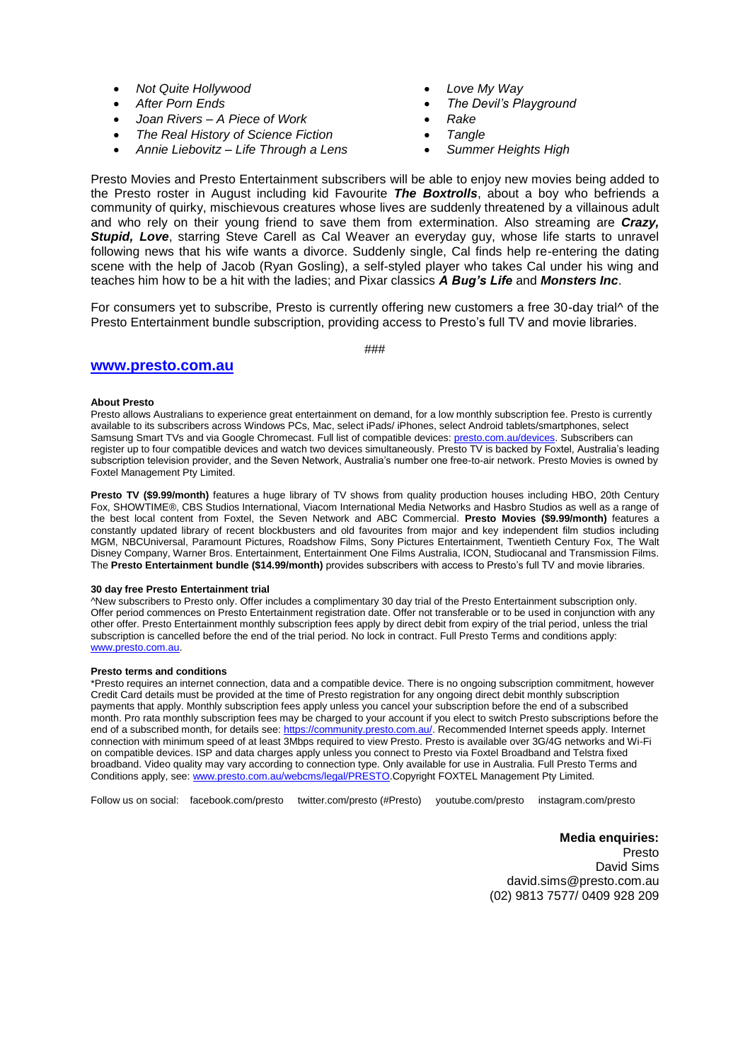- *Not Quite Hollywood*
- *After Porn Ends*
- *Joan Rivers – A Piece of Work*
- *The Real History of Science Fiction*
- *Annie Liebovitz – Life Through a Lens*
- *Love My Way*
- *The Devil's Playground*
- *Rake*
- *Tangle*
- *Summer Heights High*

Presto Movies and Presto Entertainment subscribers will be able to enjoy new movies being added to the Presto roster in August including kid Favourite ***The Boxtrolls***, about a boy who befriends a community of quirky, mischievous creatures whose lives are suddenly threatened by a villainous adult and who rely on their young friend to save them from extermination. Also streaming are ***Crazy, Stupid, Love***, starring Steve Carell as Cal Weaver an everyday guy, whose life starts to unravel following news that his wife wants a divorce. Suddenly single, Cal finds help re-entering the dating scene with the help of Jacob (Ryan Gosling), a self-styled player who takes Cal under his wing and teaches him how to be a hit with the ladies; and Pixar classics ***A Bug's Life*** and ***Monsters Inc***.

For consumers yet to subscribe, Presto is currently offering new customers a free 30-day trial^ of the Presto Entertainment bundle subscription, providing access to Presto's full TV and movie libraries.

###

**www.presto.com.au**

**About Presto**
Presto allows Australians to experience great entertainment on demand, for a low monthly subscription fee. Presto is currently available to its subscribers across Windows PCs, Mac, select iPads/ iPhones, select Android tablets/smartphones, select Samsung Smart TVs and via Google Chromecast. Full list of compatible devices: presto.com.au/devices. Subscribers can register up to four compatible devices and watch two devices simultaneously. Presto TV is backed by Foxtel, Australia's leading subscription television provider, and the Seven Network, Australia's number one free-to-air network. Presto Movies is owned by Foxtel Management Pty Limited.

**Presto TV ($9.99/month)** features a huge library of TV shows from quality production houses including HBO, 20th Century Fox, SHOWTIME®, CBS Studios International, Viacom International Media Networks and Hasbro Studios as well as a range of the best local content from Foxtel, the Seven Network and ABC Commercial. **Presto Movies ($9.99/month)** features a constantly updated library of recent blockbusters and old favourites from major and key independent film studios including MGM, NBCUniversal, Paramount Pictures, Roadshow Films, Sony Pictures Entertainment, Twentieth Century Fox, The Walt Disney Company, Warner Bros. Entertainment, Entertainment One Films Australia, ICON, Studiocanal and Transmission Films. The **Presto Entertainment bundle ($14.99/month)** provides subscribers with access to Presto's full TV and movie libraries.

**30 day free Presto Entertainment trial**
^New subscribers to Presto only. Offer includes a complimentary 30 day trial of the Presto Entertainment subscription only. Offer period commences on Presto Entertainment registration date. Offer not transferable or to be used in conjunction with any other offer. Presto Entertainment monthly subscription fees apply by direct debit from expiry of the trial period, unless the trial subscription is cancelled before the end of the trial period. No lock in contract. Full Presto Terms and conditions apply: www.presto.com.au.

**Presto terms and conditions**
*Presto requires an internet connection, data and a compatible device. There is no ongoing subscription commitment, however Credit Card details must be provided at the time of Presto registration for any ongoing direct debit monthly subscription payments that apply. Monthly subscription fees apply unless you cancel your subscription before the end of a subscribed month. Pro rata monthly subscription fees may be charged to your account if you elect to switch Presto subscriptions before the end of a subscribed month, for details see: https://community.presto.com.au/. Recommended Internet speeds apply. Internet connection with minimum speed of at least 3Mbps required to view Presto. Presto is available over 3G/4G networks and Wi-Fi on compatible devices. ISP and data charges apply unless you connect to Presto via Foxtel Broadband and Telstra fixed broadband. Video quality may vary according to connection type. Only available for use in Australia. Full Presto Terms and Conditions apply, see: www.presto.com.au/webcms/legal/PRESTO.Copyright FOXTEL Management Pty Limited.

Follow us on social: facebook.com/presto twitter.com/presto (#Presto) youtube.com/presto instagram.com/presto

**Media enquiries:**
Presto
David Sims
david.sims@presto.com.au
(02) 9813 7577/ 0409 928 209